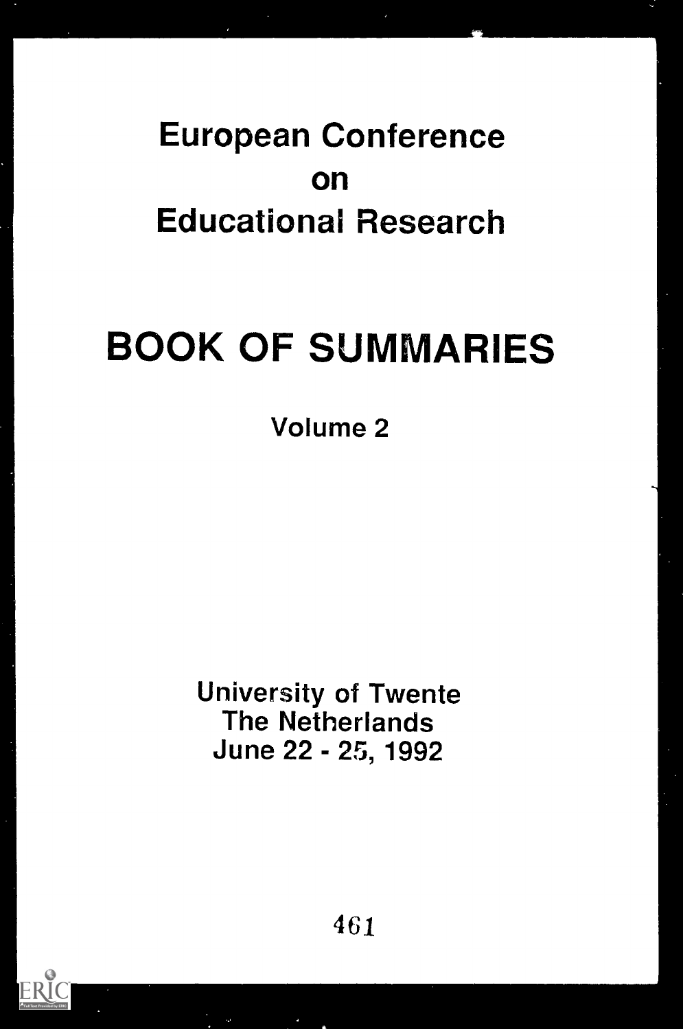# European Conference on Educational Research

# BOOK OF SUMMARIES

Volume 2

University of Twente
The Netherlands
June 22 - 25, 1992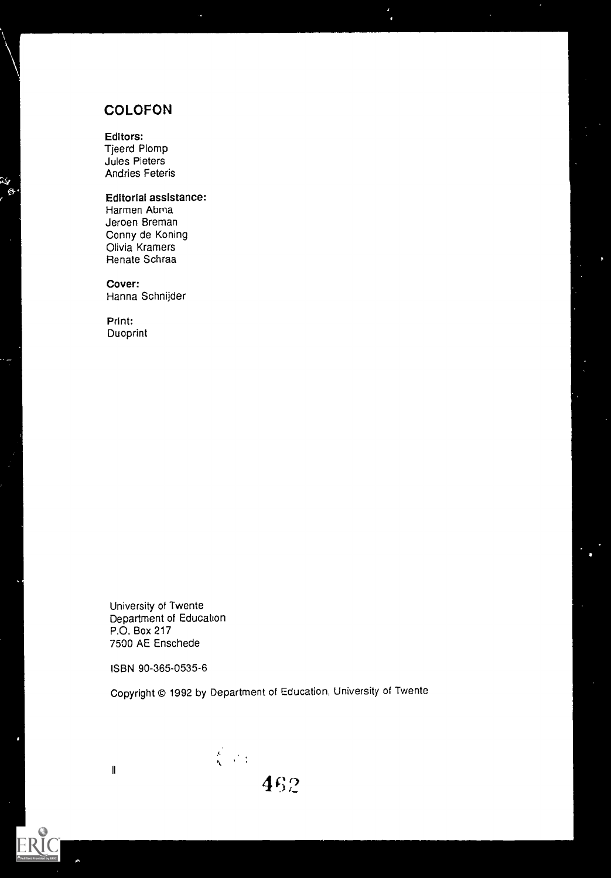## COLOFON

**Editors:**
Tjeerd Plomp
Jules Pieters
Andries Feteris

**Editorial assistance:**
Harmen Abma
Jeroen Breman
Conny de Koning
Olivia Kramers
Renate Schraa

**Cover:**
Hanna Schnijder

**Print:**
Duoprint

University of Twente
Department of Education
P.O. Box 217
7500 AE Enschede

ISBN 90-365-0535-6

Copyright © 1992 by Department of Education, University of Twente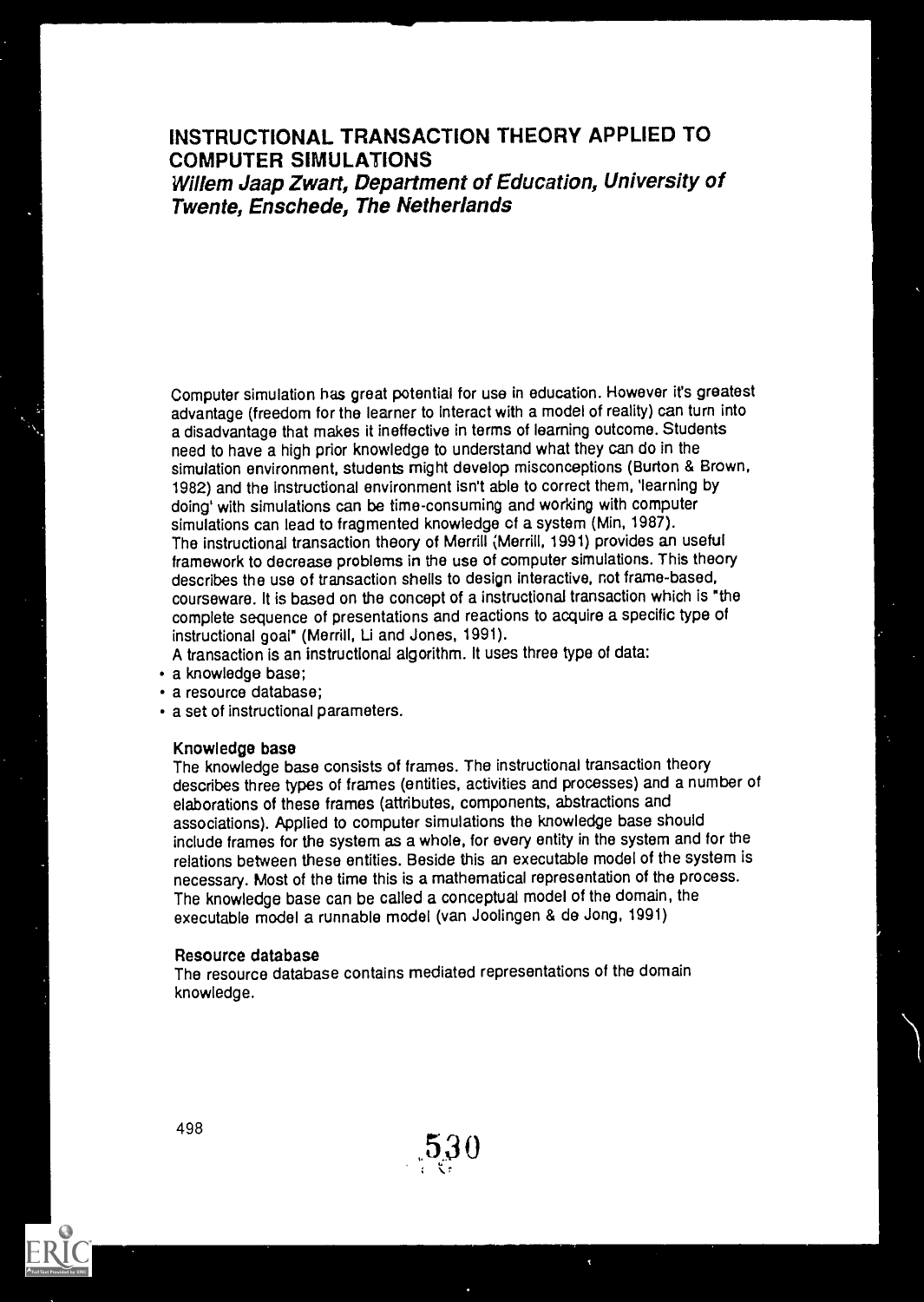# INSTRUCTIONAL TRANSACTION THEORY APPLIED TO COMPUTER SIMULATIONS

***Willem Jaap Zwart, Department of Education, University of Twente, Enschede, The Netherlands***

Computer simulation has great potential for use in education. However it's greatest advantage (freedom for the learner to interact with a model of reality) can turn into a disadvantage that makes it ineffective in terms of learning outcome. Students need to have a high prior knowledge to understand what they can do in the simulation environment, students might develop misconceptions (Burton & Brown, 1982) and the instructional environment isn't able to correct them, 'learning by doing' with simulations can be time-consuming and working with computer simulations can lead to fragmented knowledge of a system (Min, 1987).
The instructional transaction theory of Merrill (Merrill, 1991) provides an useful framework to decrease problems in the use of computer simulations. This theory describes the use of transaction shells to design interactive, not frame-based, courseware. It is based on the concept of a instructional transaction which is "the complete sequence of presentations and reactions to acquire a specific type of instructional goal" (Merrill, Li and Jones, 1991).
A transaction is an instructional algorithm. It uses three type of data:

- a knowledge base;
- a resource database;
- a set of instructional parameters.

**Knowledge base**
The knowledge base consists of frames. The instructional transaction theory describes three types of frames (entities, activities and processes) and a number of elaborations of these frames (attributes, components, abstractions and associations). Applied to computer simulations the knowledge base should include frames for the system as a whole, for every entity in the system and for the relations between these entities. Beside this an executable model of the system is necessary. Most of the time this is a mathematical representation of the process. The knowledge base can be called a conceptual model of the domain, the executable model a runnable model (van Joolingen & de Jong, 1991)

**Resource database**
The resource database contains mediated representations of the domain knowledge.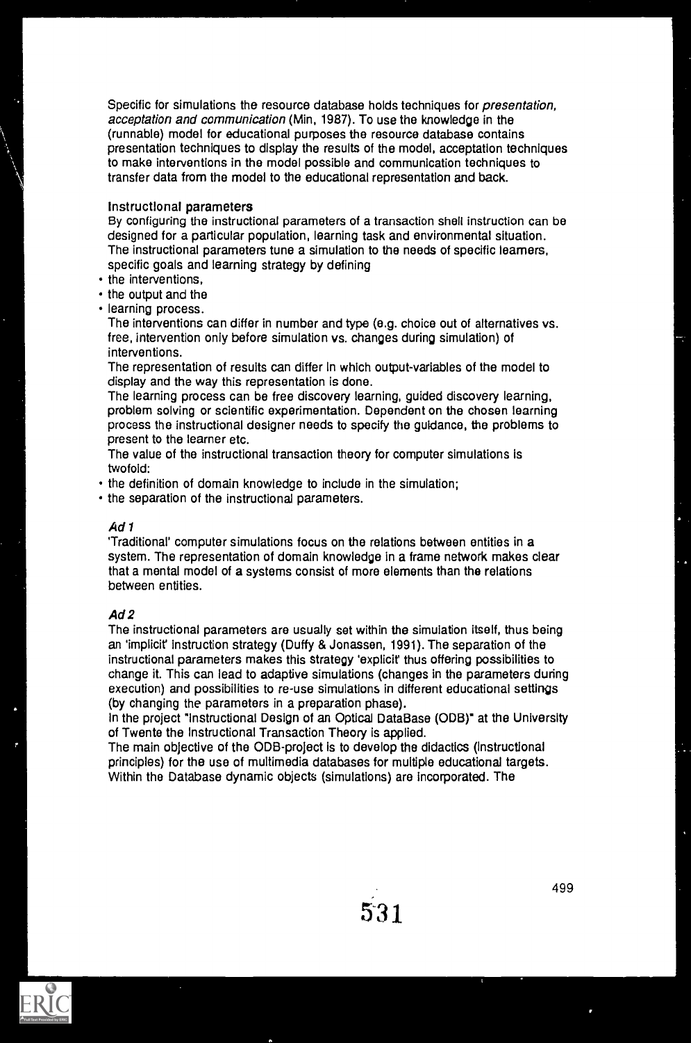Specific for simulations the resource database holds techniques for *presentation, acceptation and communication* (Min, 1987). To use the knowledge in the (runnable) model for educational purposes the resource database contains presentation techniques to display the results of the model, acceptation techniques to make interventions in the model possible and communication techniques to transfer data from the model to the educational representation and back.

**Instructional parameters**

By configuring the instructional parameters of a transaction shell instruction can be designed for a particular population, learning task and environmental situation. The instructional parameters tune a simulation to the needs of specific learners, specific goals and learning strategy by defining

- the interventions,
- the output and the
- learning process.

The interventions can differ in number and type (e.g. choice out of alternatives vs. free, intervention only before simulation vs. changes during simulation) of interventions.

The representation of results can differ in which output-variables of the model to display and the way this representation is done.

The learning process can be free discovery learning, guided discovery learning, problem solving or scientific experimentation. Dependent on the chosen learning process the instructional designer needs to specify the guidance, the problems to present to the learner etc.

The value of the instructional transaction theory for computer simulations is twofold:

- the definition of domain knowledge to include in the simulation;
- the separation of the instructional parameters.

*Ad 1*

'Traditional' computer simulations focus on the relations between entities in a system. The representation of domain knowledge in a frame network makes clear that a mental model of a systems consist of more elements than the relations between entities.

*Ad 2*

The instructional parameters are usually set within the simulation itself, thus being an 'implicit' instruction strategy (Duffy & Jonassen, 1991). The separation of the instructional parameters makes this strategy 'explicit' thus offering possibilities to change it. This can lead to adaptive simulations (changes in the parameters during execution) and possibilities to re-use simulations in different educational settings (by changing the parameters in a preparation phase).

In the project "Instructional Design of an Optical DataBase (ODB)" at the University of Twente the Instructional Transaction Theory is applied.

The main objective of the ODB-project is to develop the didactics (instructional principles) for the use of multimedia databases for multiple educational targets. Within the Database dynamic objects (simulations) are incorporated. The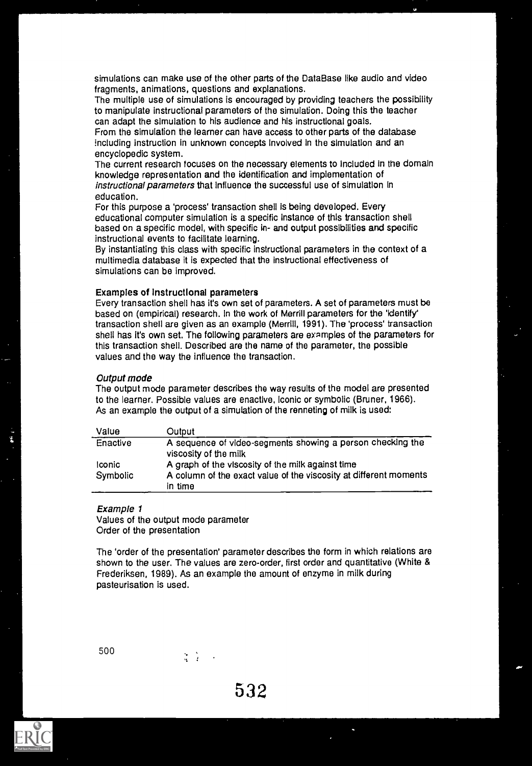simulations can make use of the other parts of the DataBase like audio and video fragments, animations, questions and explanations.
The multiple use of simulations is encouraged by providing teachers the possibility to manipulate instructional parameters of the simulation. Doing this the teacher can adapt the simulation to his audience and his instructional goals.
From the simulation the learner can have access to other parts of the database including instruction in unknown concepts involved in the simulation and an encyclopedic system.
The current research focuses on the necessary elements to included in the domain knowledge representation and the identification and implementation of *instructional parameters* that influence the successful use of simulation in education.
For this purpose a 'process' transaction shell is being developed. Every educational computer simulation is a specific instance of this transaction shell based on a specific model, with specific in- and output possibilities and specific instructional events to facilitate learning.
By instantiating this class with specific instructional parameters in the context of a multimedia database it is expected that the instructional effectiveness of simulations can be improved.

### Examples of instructional parameters

Every transaction shell has it's own set of parameters. A set of parameters must be based on (empirical) research. In the work of Merrill parameters for the 'identify' transaction shell are given as an example (Merrill, 1991). The 'process' transaction shell has it's own set. The following parameters are examples of the parameters for this transaction shell. Described are the name of the parameter, the possible values and the way the influence the transaction.

#### *Output mode*

The output mode parameter describes the way results of the model are presented to the learner. Possible values are enactive, iconic or symbolic (Bruner, 1966). As an example the output of a simulation of the renneting of milk is used:

| Value | Output |
|---|---|
| Enactive | A sequence of video-segments showing a person checking the viscosity of the milk |
| Iconic | A graph of the viscosity of the milk against time |
| Symbolic | A column of the exact value of the viscosity at different moments in time |

*Example 1*
Values of the output mode parameter
Order of the presentation

The 'order of the presentation' parameter describes the form in which relations are shown to the user. The values are zero-order, first order and quantitative (White & Frederiksen, 1989). As an example the amount of enzyme in milk during pasteurisation is used.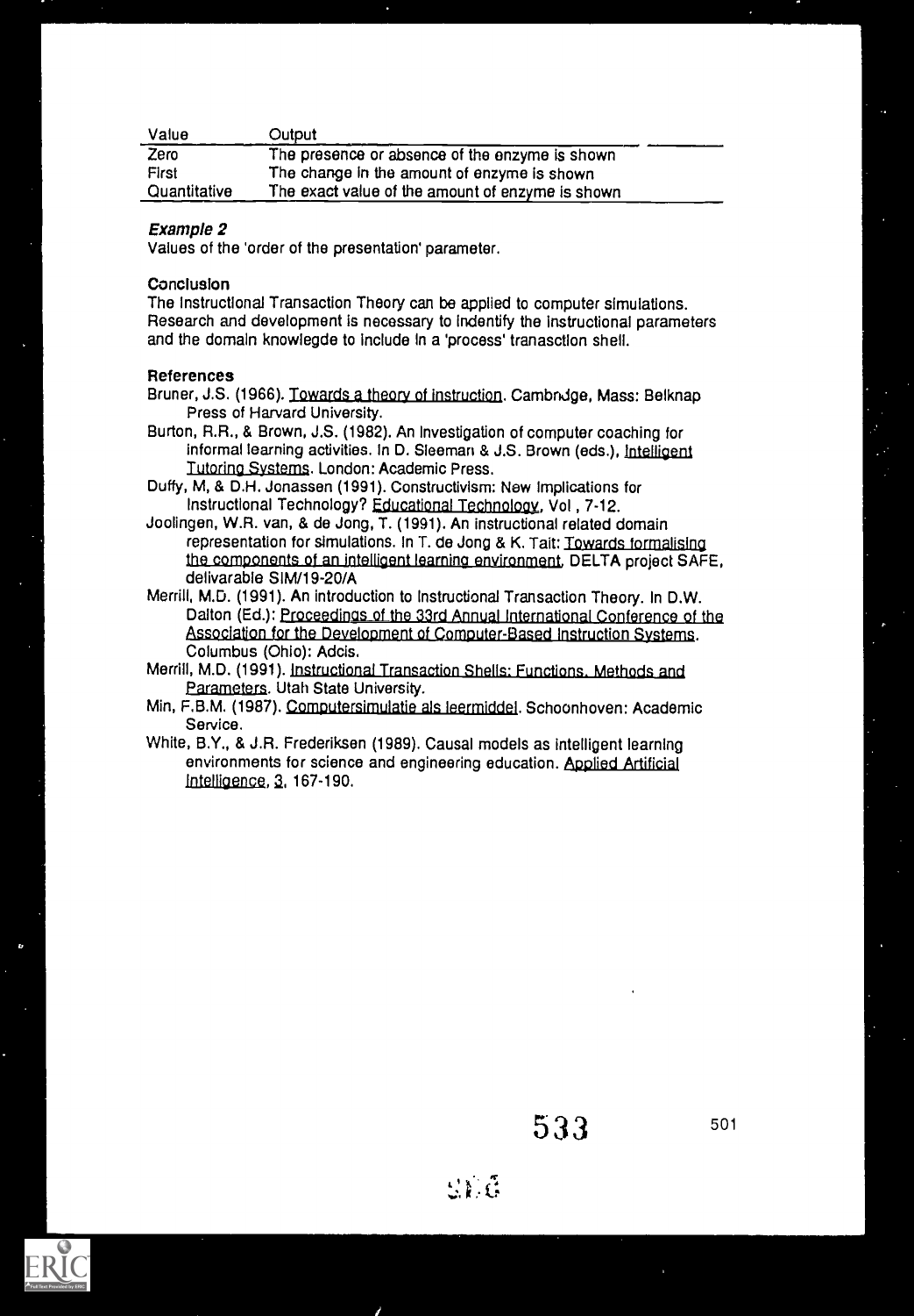| Value | Output |
|---|---|
| Zero | The presence or absence of the enzyme is shown |
| First | The change in the amount of enzyme is shown |
| Quantitative | The exact value of the amount of enzyme is shown |

***Example 2***

Values of the 'order of the presentation' parameter.

**Conclusion**

The Instructional Transaction Theory can be applied to computer simulations. Research and development is necessary to indentify the instructional parameters and the domain knowlegde to include in a 'process' tranasction shell.

**References**

Bruner, J.S. (1966). Towards a theory of instruction. Cambridge, Mass: Belknap Press of Harvard University.

Burton, R.R., & Brown, J.S. (1982). An investigation of computer coaching for informal learning activities. In D. Sleeman & J.S. Brown (eds.), Intelligent Tutoring Systems. London: Academic Press.

Duffy, M, & D.H. Jonassen (1991). Constructivism: New Implications for Instructional Technology? Educational Technology, Vol , 7-12.

Joolingen, W.R. van, & de Jong, T. (1991). An instructional related domain representation for simulations. In T. de Jong & K. Tait: Towards formalising the components of an intelligent learning environment, DELTA project SAFE, delivarable SIM/19-20/A

Merrill, M.D. (1991). An introduction to Instructional Transaction Theory. In D.W. Dalton (Ed.): Proceedings of the 33rd Annual International Conference of the Association for the Development of Computer-Based Instruction Systems. Columbus (Ohio): Adcis.

Merrill, M.D. (1991). Instructional Transaction Shells: Functions, Methods and Parameters. Utah State University.

Min, F.B.M. (1987). Computersimulatie als leermiddel. Schoonhoven: Academic Service.

White, B.Y., & J.R. Frederiksen (1989). Causal models as intelligent learning environments for science and engineering education. Applied Artificial Intelligence, 3, 167-190.